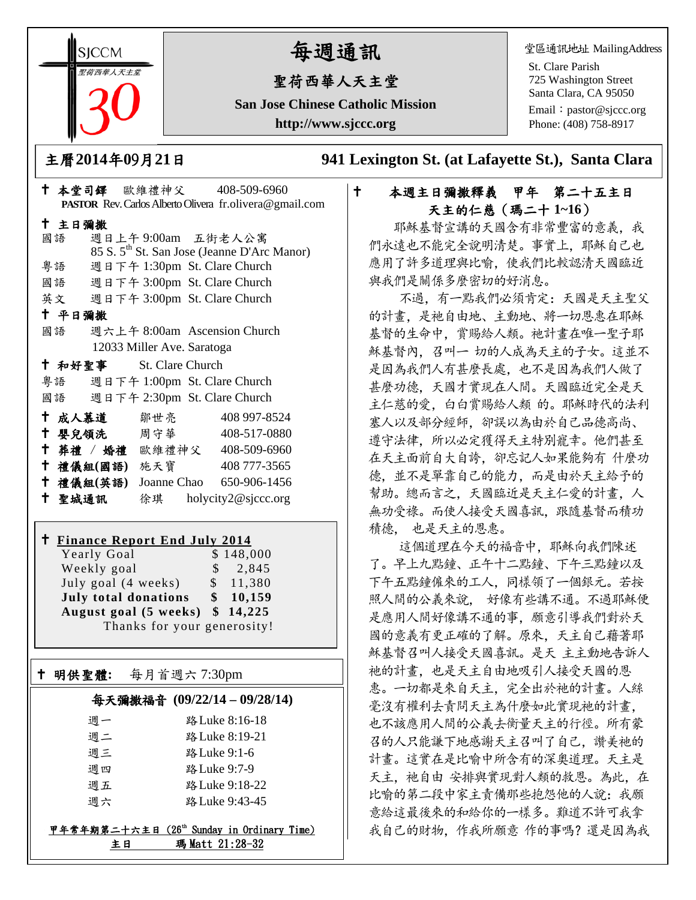SJCCM 聖荷西華人天主堂 30

# 每週通訊

## 聖荷西華人天主堂

**San Jose Chinese Catholic Mission**

**http://www.sjccc.org**

堂區通訊地址 MailingAddress
St. Clare Parish
725 Washington Street
Santa Clara, CA 95050
Email：pastor@sjccc.org
Phone: (408) 758-8917

**主曆2014年09月21日** **941 Lexington St. (at Lafayette St.), Santa Clara**

✝ **本堂司鐸** 歐維禮神父 408-509-6960
**PASTOR** Rev. Carlos Alberto Olivera fr.olivera@gmail.com

✝ **主日彌撒**
國語 週日上午 9:00am 五街老人公寓
85 S. 5th St. San Jose (Jeanne D'Arc Manor)
粵語 週日下午 1:30pm St. Clare Church
國語 週日下午 3:00pm St. Clare Church
英文 週日下午 3:00pm St. Clare Church

✝ **平日彌撒**
國語 週六上午 8:00am Ascension Church
12033 Miller Ave. Saratoga

✝ **和好聖事** St. Clare Church
粵語 週日下午 1:00pm St. Clare Church
國語 週日下午 2:30pm St. Clare Church

✝ **成人慕道** 鄒世亮 408 997-8524
✝ **嬰兒領洗** 周守華 408-517-0880
✝ **葬禮 / 婚禮** 歐維禮神父 408-509-6960
✝ **禮儀組(國語)** 施天寶 408 777-3565
✝ **禮儀組(英語)** Joanne Chao 650-906-1456
✝ **聖城通訊** 徐琪 holycity2@sjccc.org

✝ **Finance Report End July 2014**

| | |
|---|---|
| Yearly Goal | $ 148,000 |
| Weekly goal | $ 2,845 |
| July goal (4 weeks) | $ 11,380 |
| **July total donations** | **$ 10,159** |
| **August goal (5 weeks)** | **$ 14,225** |

Thanks for your generosity!

✝ **明供聖體:** 每月首週六 7:30pm

**每天彌撒福音 (09/22/14 – 09/28/14)**

| | |
|---|---|
| 週一 | 路Luke 8:16-18 |
| 週二 | 路Luke 8:19-21 |
| 週三 | 路Luke 9:1-6 |
| 週四 | 路Luke 9:7-9 |
| 週五 | 路Luke 9:18-22 |
| 週六 | 路Luke 9:43-45 |

甲年常年期第二十六主日 (26th Sunday in Ordinary Time)
主日 瑪Matt 21:28-32

✝ **本週主日彌撒釋義 甲年 第二十五主日**
**天主的仁慈（瑪二十 1~16）**

耶穌基督宣講的天國含有非常豐富的意義，我們永遠也不能完全說明清楚。事實上，耶穌自己也應用了許多道理與比喻，使我們比較認清天國臨近與我們是關係多麼密切的好消息。

不過，有一點我們必須肯定：天國是天主聖父的計畫，是祂自由地、主動地、將一切恩惠在耶穌基督的生命中，賞賜給人類。祂計畫在唯一聖子耶穌基督內，召叫一 切的人成為天主的子女。這並不是因為我們人有甚麼長處，也不是因為我們人做了甚麼功德，天國才實現在人間。天國臨近完全是天主仁慈的愛，白白賞賜給人類 的。耶穌時代的法利塞人以及部分經師，卻誤以為由於自己品德高尚、遵守法律，所以必定獲得天主特別寵幸。他們甚至在天主面前自大自誇，卻忘記人如果能夠有 什麼功德，並不是單靠自己的能力，而是由於天主給予的幫助。總而言之，天國臨近是天主仁愛的計畫，人無功受祿。而使人接受天國喜訊，跟隨基督而積功積德， 也是天主的恩惠。

這個道理在今天的福音中，耶穌向我們陳述了。早上九點鐘、正午十二點鐘、下午三點鐘以及下午五點鐘僱來的工人，同樣領了一個銀元。若按照人間的公義來說， 好像有些講不通。不過耶穌便是應用人間好像講不通的事，願意引導我們對於天國的意義有更正確的了解。原來，天主自己藉著耶穌基督召叫人接受天國喜訊。是天 主主動地告訴人祂的計畫，也是天主自由地吸引人接受天國的恩惠。一切都是來自天主，完全出於祂的計畫。人絲毫沒有權利去責問天主為什麼如此實現祂的計畫，也不該應用人間的公義去衡量天主的行徑。所有蒙召的人只能謙下地感謝天主召叫了自己，讚美祂的計畫。這實在是比喻中所含有的深奧道理。天主是天主，祂自由 安排與實現對人類的救恩。為此，在比喻的第二段中家主責備那些抱怨他的人說：我願意給這最後來的和給你的一樣多。難道不許可我拿我自己的財物，作我所願意 作的事嗎？還是因為我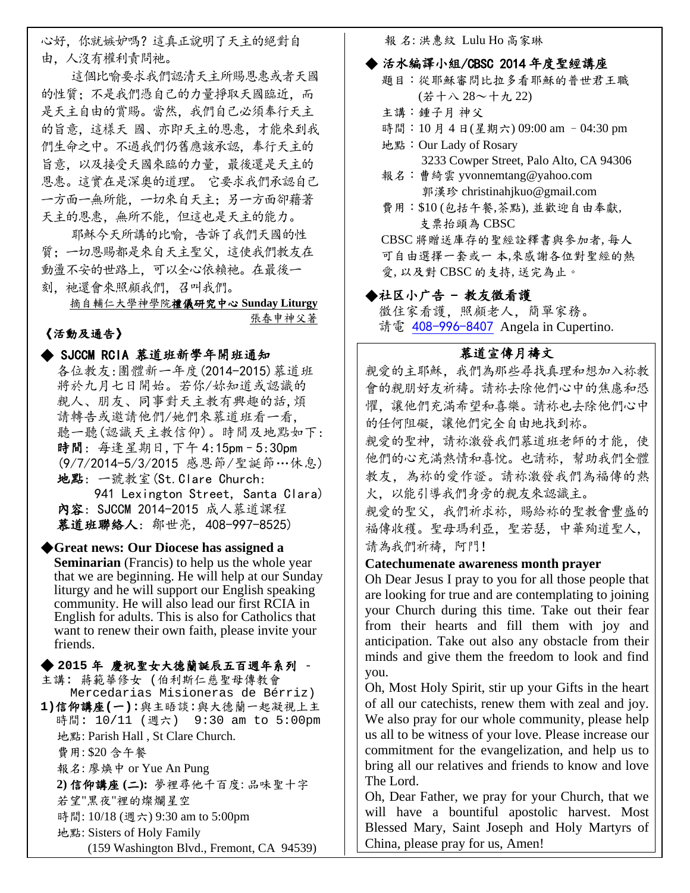心好，你就嫉妒嗎？這真正說明了天主的絕對自由，人沒有權利責問祂。

這個比喻要求我們認清天主所賜恩惠或者天國的性質：不是我們憑自己的力量掙取天國臨近，而是天主自由的賞賜。當然，我們自己必須奉行天主的旨意，這樣天 國、亦即天主的恩惠，才能來到我們生命之中。不過我們仍舊應該承認，奉行天主的旨意，以及接受天國來臨的力量，最後還是天主的恩惠。這實在是深奧的道理。 它要求我們承認自己一方面一無所能，一切來自天主；另一方面卻藉著天主的恩惠，無所不能，但這也是天主的能力。

耶穌今天所講的比喻，告訴了我們天國的性質；一切恩賜都是來自天主聖父，這使我們教友在動盪不安的世路上，可以全心依賴祂。在最後一刻，祂還會來照顧我們，召叫我們。

摘自輔仁大學神學院**禮儀研究中心 Sunday Liturgy**

張春申神父著

## 《活動及通告》

### ◆ SJCCM RCIA 慕道班新學年開班通知

各位教友：團體新一年度(2014-2015)慕道班將於九月七日開始。若你/妳知道或認識的親人、朋友、同事對天主教有興趣的話，煩請轉告或邀請他們/她們來慕道班看一看，聽一聽(認識天主教信仰)。時間及地點如下：

**時間**： 每逢星期日，下午 4:15pm–5:30pm (9/7/2014-5/3/2015 感恩節/聖誕節…休息)

**地點**： 一號教室(St.Clare Church: 941 Lexington Street, Santa Clara)

**內容**： SJCCM 2014-2015 成人慕道課程

**慕道班聯絡人**： 鄒世亮, 408-997-8525)

◆**Great news: Our Diocese has assigned a Seminarian** (Francis) to help us the whole year that we are beginning. He will help at our Sunday liturgy and he will support our English speaking community. He will also lead our first RCIA in English for adults. This is also for Catholics that want to renew their own faith, please invite your friends.

### ◆ 2015 年 慶祝聖女大德蘭誕辰五百週年系列 -

主講： 蔣範華修女 (伯利斯仁慈聖母傳教會 Mercedarias Misioneras de Bérriz)

**1)信仰講座(一)**：與主晤談：與大德蘭一起凝視上主

時間： 10/11 (週六) 9:30 am to 5:00pm

地點：Parish Hall , St Clare Church.

費用：$20 含午餐

報名：廖煥中 or Yue An Pung

**2) 信仰講座(二)**: 夢裡尋他千百度：品味聖十字若望"黑夜"裡的燦爛星空

時間：10/18 (週六) 9:30 am to 5:00pm

地點：Sisters of Holy Family (159 Washington Blvd., Fremont, CA 94539)

報 名：洪惠紋 Lulu Ho 高家琳

### ◆ 活水編譯小組/CBSC 2014 年度聖經講座

題目：從耶穌審問比拉多看耶穌的普世君王職 (若十八 28～十九 22)

主講：鍾子月 神父

時間：10 月 4 日(星期六) 09:00 am – 04:30 pm

地點：Our Lady of Rosary 3233 Cowper Street, Palo Alto, CA 94306

報名：曹綺雲 yvonnemtang@yahoo.com 郭漢珍 christinahjkuo@gmail.com

費用：$10 (包括午餐,茶點), 並歡迎自由奉獻, 支票抬頭為 CBSC

CBSC 將贈送庫存的聖經詮釋書與參加者, 每人可自由選擇一套或一 本,來感謝各位對聖經的熱愛, 以及對 CBSC 的支持, 送完為止。

### ◆社区小广告 – 教友徵看護

徵住家看護，照顧老人，簡單家務。

請電 408-996-8407 Angela in Cupertino.

### 慕道宣傳月禱文

親愛的主耶穌，我們為那些尋找真理和想加入祢教會的親朋好友祈禱。請祢去除他們心中的焦慮和恐懼，讓他們充滿希望和喜樂。請祢也去除他們心中的任何阻礙，讓他們完全自由地找到祢。

親愛的聖神，請祢激發我們慕道班老師的才能，使他們的心充滿熱情和喜悅。也請祢，幫助我們全體教友，為祢的愛作證。請祢激發我們為福傳的熱火，以能引導我們身旁的親友來認識主。

親愛的聖父，我們祈求祢，賜給祢的聖教會豐盛的福傳收穫。聖母瑪利亞，聖若瑟，中華殉道聖人，請為我們祈禱，阿門！

**Catechumenate awareness month prayer**

Oh Dear Jesus I pray to you for all those people that are looking for true and are contemplating to joining your Church during this time. Take out their fear from their hearts and fill them with joy and anticipation. Take out also any obstacle from their minds and give them the freedom to look and find you.

Oh, Most Holy Spirit, stir up your Gifts in the heart of all our catechists, renew them with zeal and joy. We also pray for our whole community, please help us all to be witness of your love. Please increase our commitment for the evangelization, and help us to bring all our relatives and friends to know and love The Lord.

Oh, Dear Father, we pray for your Church, that we will have a bountiful apostolic harvest. Most Blessed Mary, Saint Joseph and Holy Martyrs of China, please pray for us, Amen!